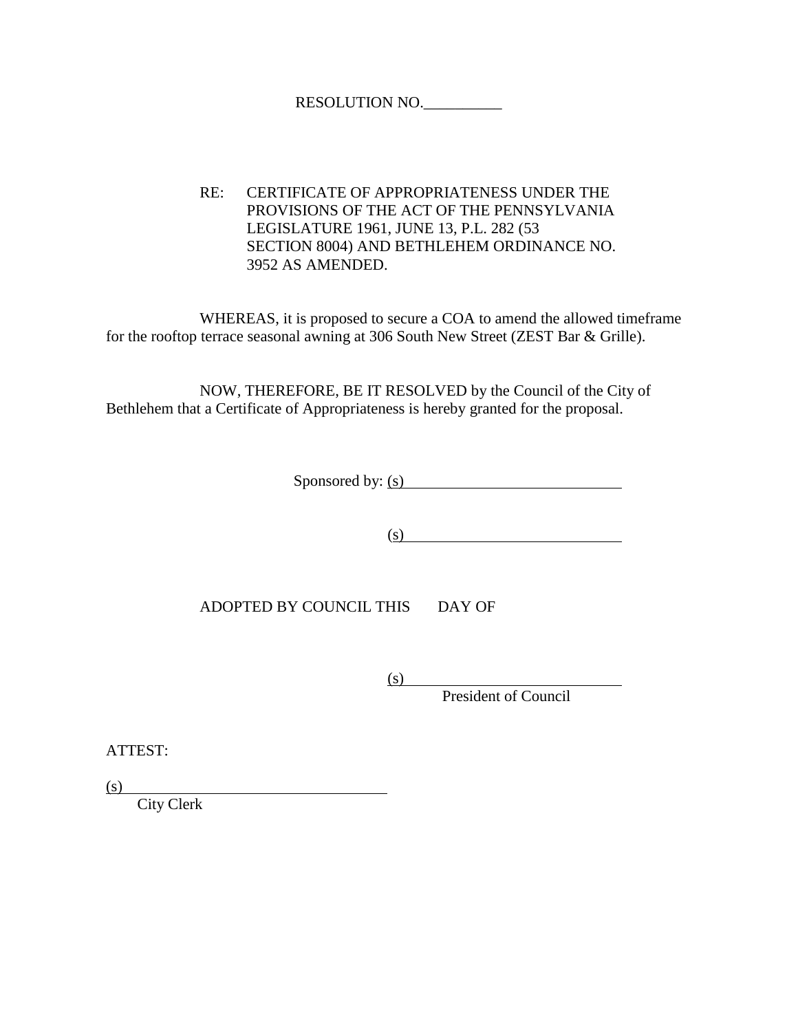RESOLUTION NO.__________

RE: CERTIFICATE OF APPROPRIATENESS UNDER THE PROVISIONS OF THE ACT OF THE PENNSYLVANIA LEGISLATURE 1961, JUNE 13, P.L. 282 (53 SECTION 8004) AND BETHLEHEM ORDINANCE NO. 3952 AS AMENDED.

WHEREAS, it is proposed to secure a COA to amend the allowed timeframe for the rooftop terrace seasonal awning at 306 South New Street (ZEST Bar & Grille).

NOW, THEREFORE, BE IT RESOLVED by the Council of the City of Bethlehem that a Certificate of Appropriateness is hereby granted for the proposal.

Sponsored by: (s)____________________________

(s)____________________________

ADOPTED BY COUNCIL THIS DAY OF

(s)____________________________
President of Council

ATTEST:

(s)____________________________
City Clerk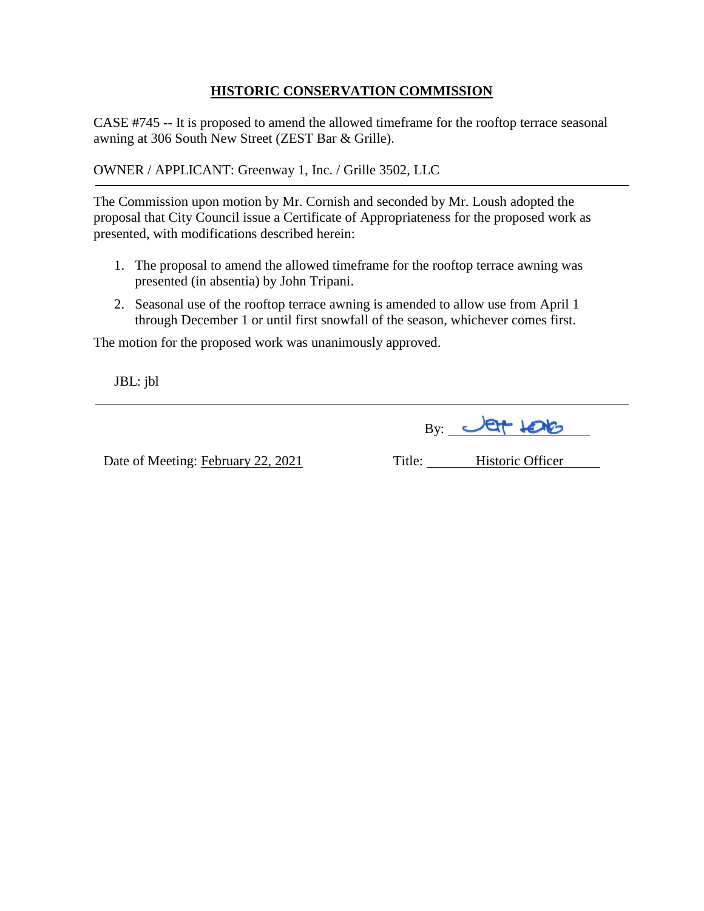**HISTORIC CONSERVATION COMMISSION**

CASE #745 -- It is proposed to amend the allowed timeframe for the rooftop terrace seasonal awning at 306 South New Street (ZEST Bar & Grille).

OWNER / APPLICANT: Greenway 1, Inc. / Grille 3502, LLC

---

The Commission upon motion by Mr. Cornish and seconded by Mr. Loush adopted the proposal that City Council issue a Certificate of Appropriateness for the proposed work as presented, with modifications described herein:

1. The proposal to amend the allowed timeframe for the rooftop terrace awning was presented (in absentia) by John Tripani.
2. Seasonal use of the rooftop terrace awning is amended to allow use from April 1 through December 1 or until first snowfall of the season, whichever comes first.

The motion for the proposed work was unanimously approved.

JBL: jbl

---

By: Jeff Long

Date of Meeting: February 22, 2021

Title: Historic Officer